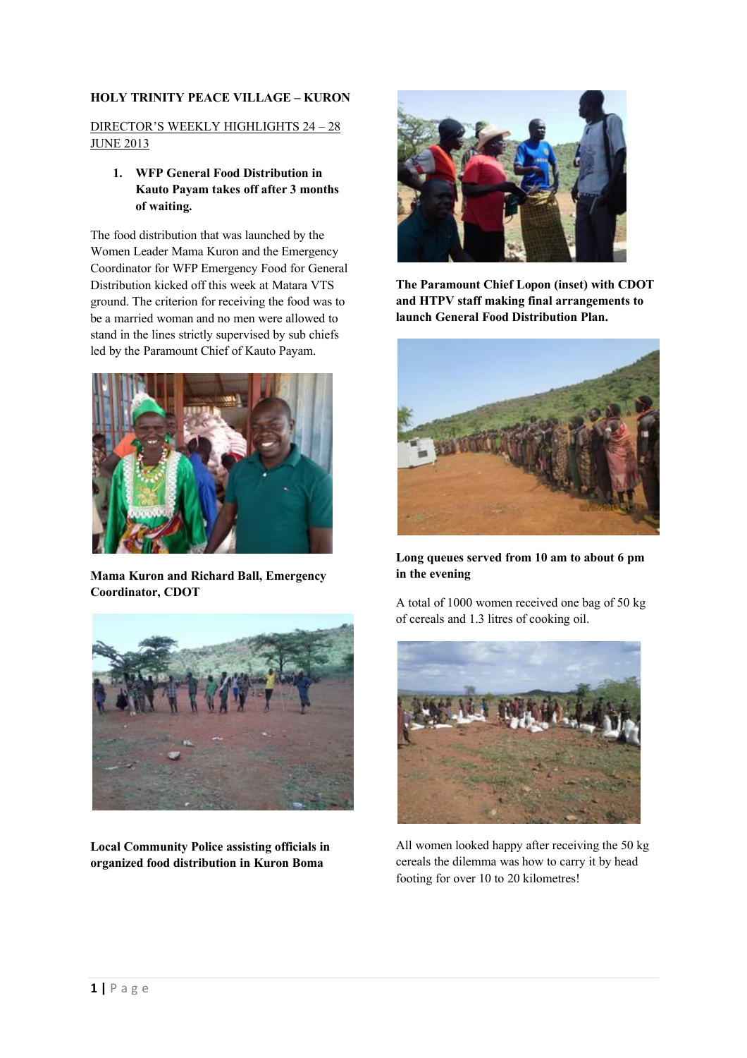**HOLY TRINITY PEACE VILLAGE – KURON**

DIRECTOR'S WEEKLY HIGHLIGHTS 24 – 28 JUNE 2013

1. **WFP General Food Distribution in Kauto Payam takes off after 3 months of waiting.**

The food distribution that was launched by the Women Leader Mama Kuron and the Emergency Coordinator for WFP Emergency Food for General Distribution kicked off this week at Matara VTS ground. The criterion for receiving the food was to be a married woman and no men were allowed to stand in the lines strictly supervised by sub chiefs led by the Paramount Chief of Kauto Payam.

**Mama Kuron and Richard Ball, Emergency Coordinator, CDOT**

**Local Community Police assisting officials in organized food distribution in Kuron Boma**

**The Paramount Chief Lopon (inset) with CDOT and HTPV staff making final arrangements to launch General Food Distribution Plan.**

**Long queues served from 10 am to about 6 pm in the evening**

A total of 1000 women received one bag of 50 kg of cereals and 1.3 litres of cooking oil.

All women looked happy after receiving the 50 kg cereals the dilemma was how to carry it by head footing for over 10 to 20 kilometres!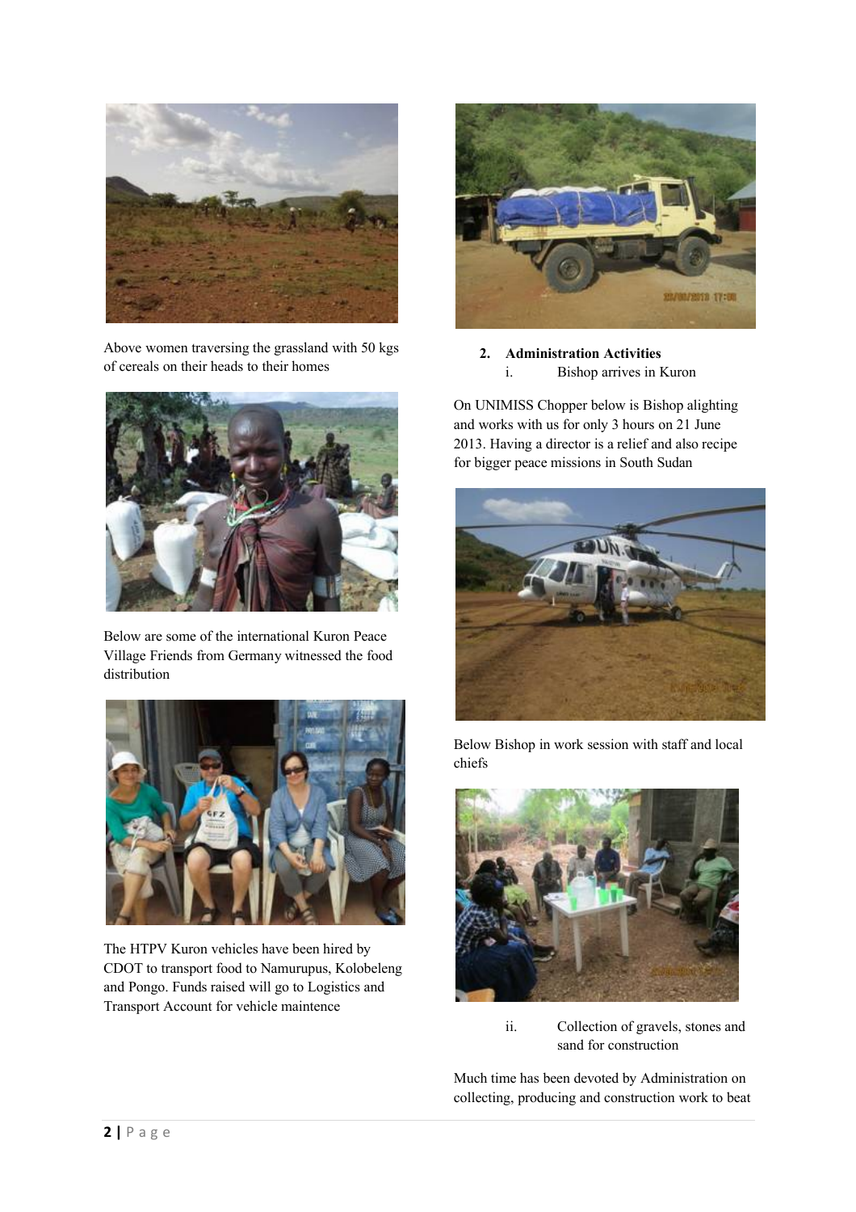Above women traversing the grassland with 50 kgs of cereals on their heads to their homes

Below are some of the international Kuron Peace Village Friends from Germany witnessed the food distribution

The HTPV Kuron vehicles have been hired by CDOT to transport food to Namurupus, Kolobeleng and Pongo. Funds raised will go to Logistics and Transport Account for vehicle maintence

2. **Administration Activities**
   i. Bishop arrives in Kuron

On UNIMISS Chopper below is Bishop alighting and works with us for only 3 hours on 21 June 2013. Having a director is a relief and also recipe for bigger peace missions in South Sudan

Below Bishop in work session with staff and local chiefs

   ii. Collection of gravels, stones and sand for construction

Much time has been devoted by Administration on collecting, producing and construction work to beat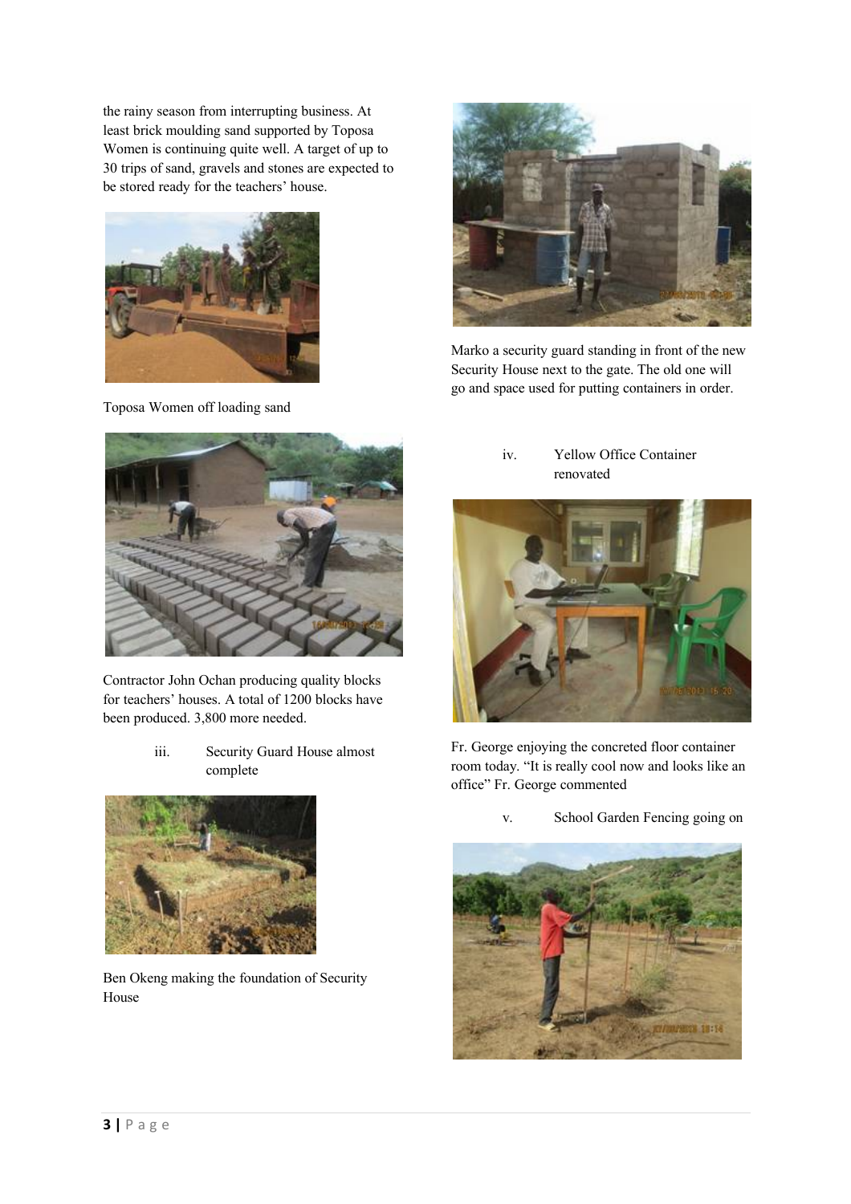the rainy season from interrupting business. At least brick moulding sand supported by Toposa Women is continuing quite well. A target of up to 30 trips of sand, gravels and stones are expected to be stored ready for the teachers' house.

Toposa Women off loading sand

Contractor John Ochan producing quality blocks for teachers' houses. A total of 1200 blocks have been produced. 3,800 more needed.

iii. Security Guard House almost complete

Ben Okeng making the foundation of Security House

Marko a security guard standing in front of the new Security House next to the gate. The old one will go and space used for putting containers in order.

iv. Yellow Office Container renovated

Fr. George enjoying the concreted floor container room today. "It is really cool now and looks like an office" Fr. George commented

v. School Garden Fencing going on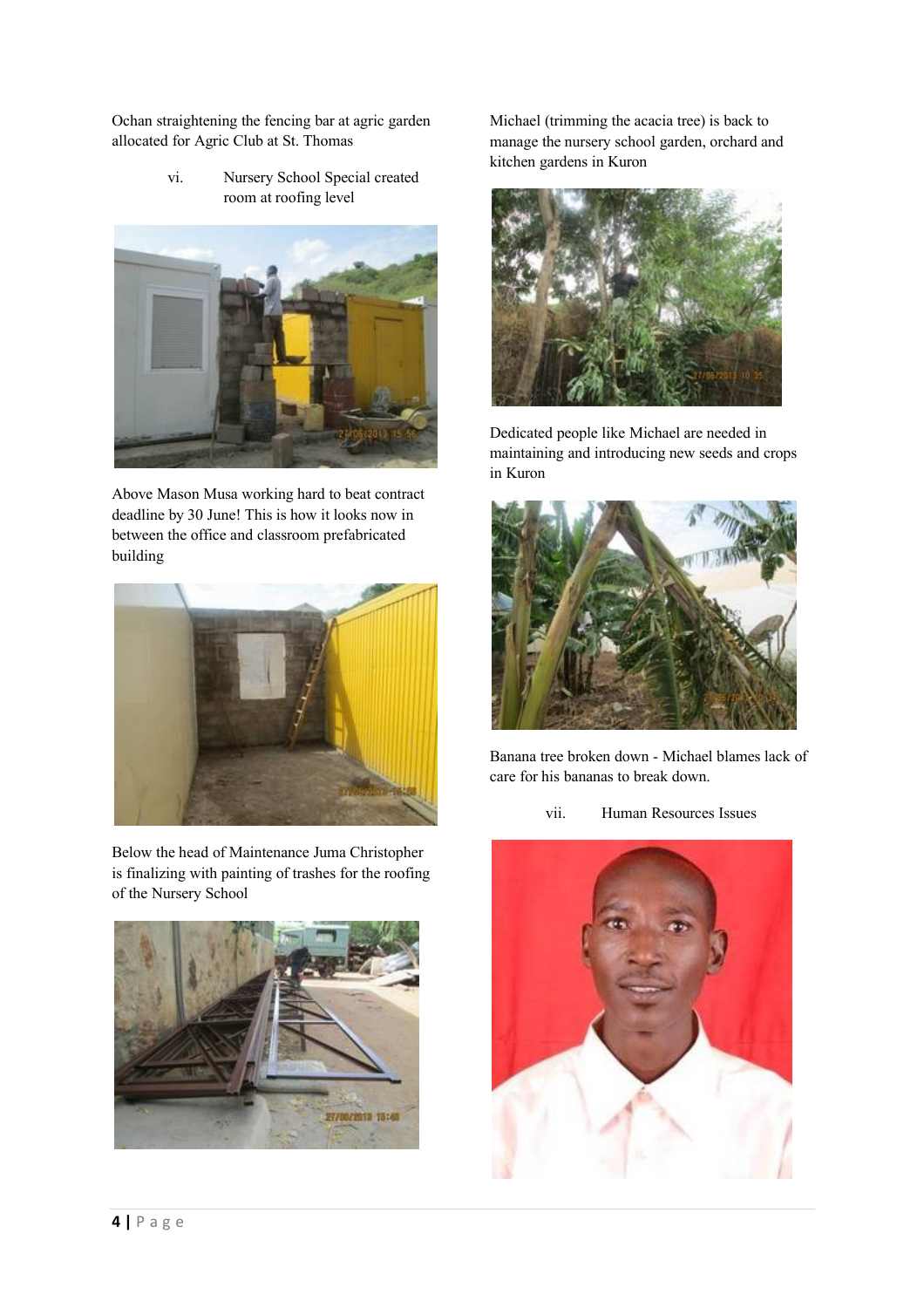Ochan straightening the fencing bar at agric garden allocated for Agric Club at St. Thomas

vi. Nursery School Special created room at roofing level

Above Mason Musa working hard to beat contract deadline by 30 June! This is how it looks now in between the office and classroom prefabricated building

Below the head of Maintenance Juma Christopher is finalizing with painting of trashes for the roofing of the Nursery School

Michael (trimming the acacia tree) is back to manage the nursery school garden, orchard and kitchen gardens in Kuron

Dedicated people like Michael are needed in maintaining and introducing new seeds and crops in Kuron

Banana tree broken down - Michael blames lack of care for his bananas to break down.

vii. Human Resources Issues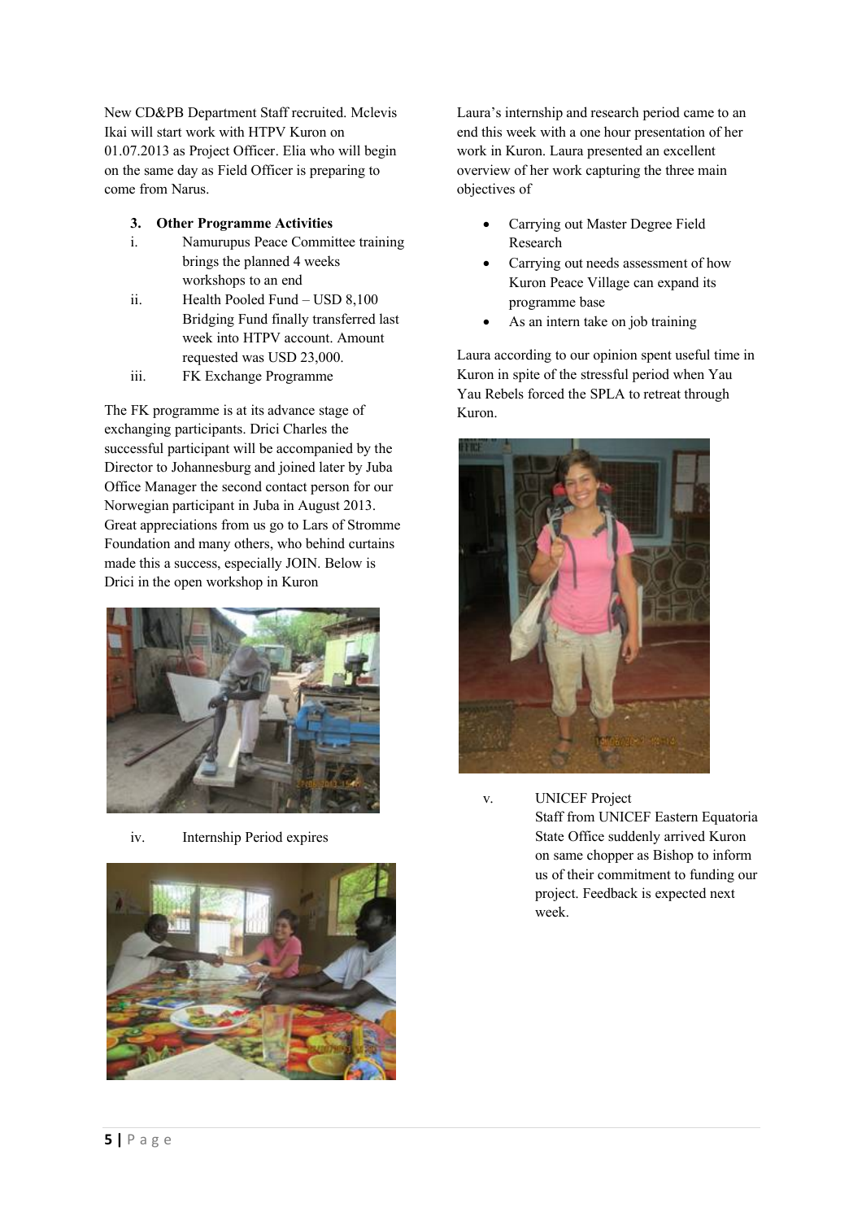New CD&PB Department Staff recruited. Mclevis Ikai will start work with HTPV Kuron on 01.07.2013 as Project Officer. Elia who will begin on the same day as Field Officer is preparing to come from Narus.

### 3. Other Programme Activities

i. Namurupus Peace Committee training brings the planned 4 weeks workshops to an end

ii. Health Pooled Fund – USD 8,100 Bridging Fund finally transferred last week into HTPV account. Amount requested was USD 23,000.

iii. FK Exchange Programme

The FK programme is at its advance stage of exchanging participants. Drici Charles the successful participant will be accompanied by the Director to Johannesburg and joined later by Juba Office Manager the second contact person for our Norwegian participant in Juba in August 2013. Great appreciations from us go to Lars of Stromme Foundation and many others, who behind curtains made this a success, especially JOIN. Below is Drici in the open workshop in Kuron

iv. Internship Period expires

Laura's internship and research period came to an end this week with a one hour presentation of her work in Kuron. Laura presented an excellent overview of her work capturing the three main objectives of

- Carrying out Master Degree Field Research
- Carrying out needs assessment of how Kuron Peace Village can expand its programme base
- As an intern take on job training

Laura according to our opinion spent useful time in Kuron in spite of the stressful period when Yau Yau Rebels forced the SPLA to retreat through Kuron.

v. UNICEF Project
Staff from UNICEF Eastern Equatoria State Office suddenly arrived Kuron on same chopper as Bishop to inform us of their commitment to funding our project. Feedback is expected next week.